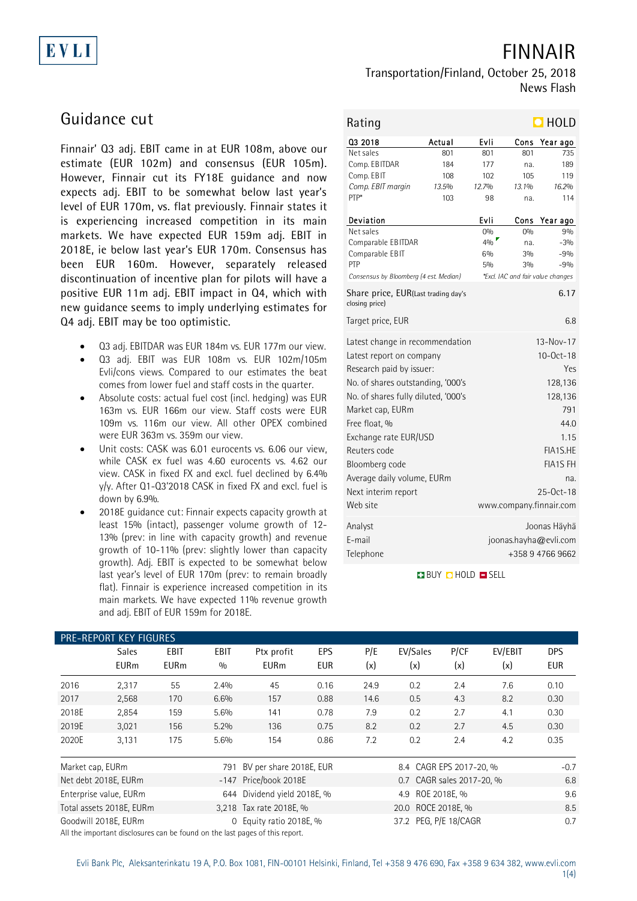EVLI

# FINNAIR

Transportation/Finland, October 25, 2018
News Flash

## Guidance cut

Finnair' Q3 adj. EBIT came in at EUR 108m, above our estimate (EUR 102m) and consensus (EUR 105m). However, Finnair cut its FY18E guidance and now expects adj. EBIT to be somewhat below last year's level of EUR 170m, vs. flat previously. Finnair states it is experiencing increased competition in its main markets. We have expected EUR 159m adj. EBIT in 2018E, ie below last year's EUR 170m. Consensus has been EUR 160m. However, separately released discontinuation of incentive plan for pilots will have a positive EUR 11m adj. EBIT impact in Q4, which with new guidance seems to imply underlying estimates for Q4 adj. EBIT may be too optimistic.

- Q3 adj. EBITDAR was EUR 184m vs. EUR 177m our view.
- Q3 adj. EBIT was EUR 108m vs. EUR 102m/105m Evli/cons views. Compared to our estimates the beat comes from lower fuel and staff costs in the quarter.
- Absolute costs: actual fuel cost (incl. hedging) was EUR 163m vs. EUR 166m our view. Staff costs were EUR 109m vs. 116m our view. All other OPEX combined were EUR 363m vs. 359m our view.
- Unit costs: CASK was 6.01 eurocents vs. 6.06 our view, while CASK ex fuel was 4.60 eurocents vs. 4.62 our view. CASK in fixed FX and excl. fuel declined by 6.4% y/y. After Q1-Q3'2018 CASK in fixed FX and excl. fuel is down by 6.9%.
- 2018E guidance cut: Finnair expects capacity growth at least 15% (intact), passenger volume growth of 12-13% (prev: in line with capacity growth) and revenue growth of 10-11% (prev: slightly lower than capacity growth). Adj. EBIT is expected to be somewhat below last year's level of EUR 170m (prev: to remain broadly flat). Finnair is experience increased competition in its main markets. We have expected 11% revenue growth and adj. EBIT of EUR 159m for 2018E.

**Rating: HOLD**

| Q3 2018 | Actual | Evli | Cons | Year ago |
|---|---|---|---|---|
| Net sales | 801 | 801 | 801 | 735 |
| Comp. EBITDAR | 184 | 177 | na. | 189 |
| Comp. EBIT | 108 | 102 | 105 | 119 |
| *Comp. EBIT margin* | *13.5%* | *12.7%* | *13.1%* | *16.2%* |
| PTP* | 103 | 98 | na. | 114 |

| Deviation | | Evli | Cons | Year ago |
|---|---|---|---|---|
| Net sales | | 0% | 0% | 9% |
| Comparable EBITDAR | | 4% | na. | -3% |
| Comparable EBIT | | 6% | 3% | -9% |
| PTP | | 5% | 3% | -9% |

*Consensus by Bloomberg (4 est. Median)* — *\*Excl. IAC and fair value changes*

| | |
|---|---|
| Share price, EUR (Last trading day's closing price) | 6.17 |
| Target price, EUR | 6.8 |
| Latest change in recommendation | 13-Nov-17 |
| Latest report on company | 10-Oct-18 |
| Research paid by issuer: | Yes |
| No. of shares outstanding, '000's | 128,136 |
| No. of shares fully diluted, '000's | 128,136 |
| Market cap, EURm | 791 |
| Free float, % | 44.0 |
| Exchange rate EUR/USD | 1.15 |
| Reuters code | FIA1S.HE |
| Bloomberg code | FIA1S FH |
| Average daily volume, EURm | na. |
| Next interim report | 25-Oct-18 |
| Web site | www.company.finnair.com |
| Analyst | Joonas Häyhä |
| E-mail | joonas.hayha@evli.com |
| Telephone | +358 9 4766 9662 |

BUY / HOLD / SELL

**PRE-REPORT KEY FIGURES**

| | Sales EURm | EBIT EURm | EBIT % | Ptx profit EURm | EPS EUR | P/E (x) | EV/Sales (x) | P/CF (x) | EV/EBIT (x) | DPS EUR |
|---|---|---|---|---|---|---|---|---|---|---|
| 2016 | 2,317 | 55 | 2.4% | 45 | 0.16 | 24.9 | 0.2 | 2.4 | 7.6 | 0.10 |
| 2017 | 2,568 | 170 | 6.6% | 157 | 0.88 | 14.6 | 0.5 | 4.3 | 8.2 | 0.30 |
| 2018E | 2,854 | 159 | 5.6% | 141 | 0.78 | 7.9 | 0.2 | 2.7 | 4.1 | 0.30 |
| 2019E | 3,021 | 156 | 5.2% | 136 | 0.75 | 8.2 | 0.2 | 2.7 | 4.5 | 0.30 |
| 2020E | 3,131 | 175 | 5.6% | 154 | 0.86 | 7.2 | 0.2 | 2.4 | 4.2 | 0.35 |

| | | | | | |
|---|---|---|---|---|---|
| Market cap, EURm | 791 | BV per share 2018E, EUR | 8.4 | CAGR EPS 2017-20, % | -0.7 |
| Net debt 2018E, EURm | -147 | Price/book 2018E | 0.7 | CAGR sales 2017-20, % | 6.8 |
| Enterprise value, EURm | 644 | Dividend yield 2018E, % | 4.9 | ROE 2018E, % | 9.6 |
| Total assets 2018E, EURm | 3,218 | Tax rate 2018E, % | 20.0 | ROCE 2018E, % | 8.5 |
| Goodwill 2018E, EURm | 0 | Equity ratio 2018E, % | 37.2 | PEG, P/E 18/CAGR | 0.7 |

All the important disclosures can be found on the last pages of this report.

Evli Bank Plc, Aleksanterinkatu 19 A, P.O. Box 1081, FIN-00101 Helsinki, Finland, Tel +358 9 476 690, Fax +358 9 634 382, www.evli.com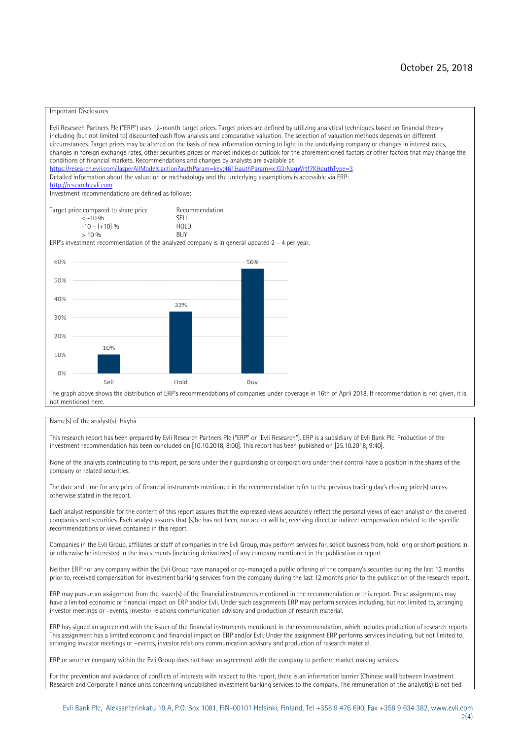October 25, 2018

## Important Disclosures

Evli Research Partners Plc ("ERP") uses 12-month target prices. Target prices are defined by utilizing analytical techniques based on financial theory including (but not limited to) discounted cash flow analysis and comparative valuation. The selection of valuation methods depends on different circumstances. Target prices may be altered on the basis of new information coming to light in the underlying company or changes in interest rates, changes in foreign exchange rates, other securities prices or market indices or outlook for the aforementioned factors or other factors that may change the conditions of financial markets. Recommendations and changes by analysts are available at
https://research.evli.com/JasperAllModels.action?authParam=key;461&authParam=x;G3rNagWrtf7K&authType=3
Detailed information about the valuation or methodology and the underlying assumptions is accessible via ERP:
http://research.evli.com
Investment recommendations are defined as follows:

| Target price compared to share price | Recommendation |
|---|---|
| < -10 % | SELL |
| -10 – (+10) % | HOLD |
| > 10 % | BUY |

ERP's investment recommendation of the analyzed company is in general updated 2 – 4 per year.

| | Sell | Hold | Buy |
|---|---|---|---|
| Share of recommendations | 10% | 33% | 56% |

The graph above shows the distribution of ERP's recommendations of companies under coverage in 16th of April 2018. If recommendation is not given, it is not mentioned here.

Name(s) of the analyst(s): Häyhä

This research report has been prepared by Evli Research Partners Plc ("ERP" or "Evli Research"). ERP is a subsidiary of Evli Bank Plc. Production of the investment recommendation has been concluded on [10.10.2018, 8:00]. This report has been published on [25.10.2018, 9:40].

None of the analysts contributing to this report, persons under their guardianship or corporations under their control have a position in the shares of the company or related securities.

The date and time for any price of financial instruments mentioned in the recommendation refer to the previous trading day's closing price(s) unless otherwise stated in the report.

Each analyst responsible for the content of this report assures that the expressed views accurately reflect the personal views of each analyst on the covered companies and securities. Each analyst assures that (s)he has not been, nor are or will be, receiving direct or indirect compensation related to the specific recommendations or views contained in this report.

Companies in the Evli Group, affiliates or staff of companies in the Evli Group, may perform services for, solicit business from, hold long or short positions in, or otherwise be interested in the investments (including derivatives) of any company mentioned in the publication or report.

Neither ERP nor any company within the Evli Group have managed or co-managed a public offering of the company's securities during the last 12 months prior to, received compensation for investment banking services from the company during the last 12 months prior to the publication of the research report.

ERP may pursue an assignment from the issuer(s) of the financial instruments mentioned in the recommendation or this report. These assignments may have a limited economic or financial impact on ERP and/or Evli. Under such assignments ERP may perform services including, but not limited to, arranging investor meetings or –events, investor relations communication advisory and production of research material.

ERP has signed an agreement with the issuer of the financial instruments mentioned in the recommendation, which includes production of research reports. This assignment has a limited economic and financial impact on ERP and/or Evli. Under the assignment ERP performs services including, but not limited to, arranging investor meetings or –events, investor relations communication advisory and production of research material.

ERP or another company within the Evli Group does not have an agreement with the company to perform market making services.

For the prevention and avoidance of conflicts of interests with respect to this report, there is an information barrier (Chinese wall) between Investment Research and Corporate Finance units concerning unpublished investment banking services to the company. The remuneration of the analyst(s) is not tied

Evli Bank Plc, Aleksanterinkatu 19 A, P.O. Box 1081, FIN-00101 Helsinki, Finland, Tel +358 9 476 690, Fax +358 9 634 382, www.evli.com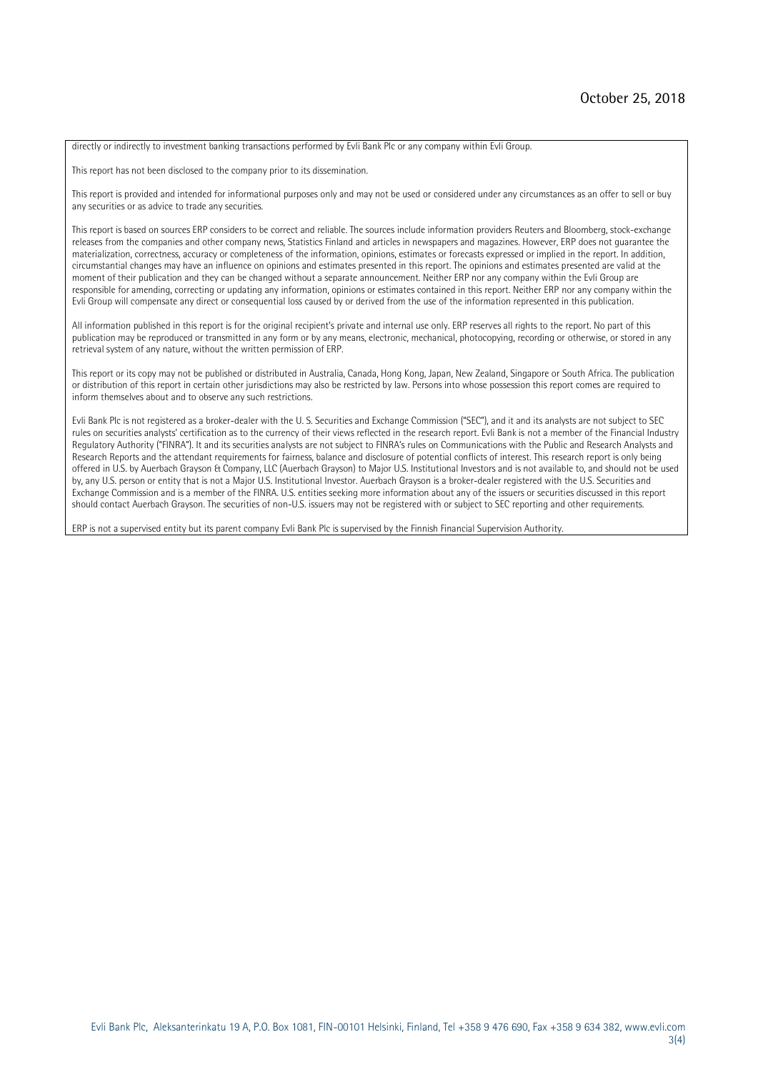directly or indirectly to investment banking transactions performed by Evli Bank Plc or any company within Evli Group.

This report has not been disclosed to the company prior to its dissemination.

This report is provided and intended for informational purposes only and may not be used or considered under any circumstances as an offer to sell or buy any securities or as advice to trade any securities.

This report is based on sources ERP considers to be correct and reliable. The sources include information providers Reuters and Bloomberg, stock-exchange releases from the companies and other company news, Statistics Finland and articles in newspapers and magazines. However, ERP does not guarantee the materialization, correctness, accuracy or completeness of the information, opinions, estimates or forecasts expressed or implied in the report. In addition, circumstantial changes may have an influence on opinions and estimates presented in this report. The opinions and estimates presented are valid at the moment of their publication and they can be changed without a separate announcement. Neither ERP nor any company within the Evli Group are responsible for amending, correcting or updating any information, opinions or estimates contained in this report. Neither ERP nor any company within the Evli Group will compensate any direct or consequential loss caused by or derived from the use of the information represented in this publication.

All information published in this report is for the original recipient's private and internal use only. ERP reserves all rights to the report. No part of this publication may be reproduced or transmitted in any form or by any means, electronic, mechanical, photocopying, recording or otherwise, or stored in any retrieval system of any nature, without the written permission of ERP.

This report or its copy may not be published or distributed in Australia, Canada, Hong Kong, Japan, New Zealand, Singapore or South Africa. The publication or distribution of this report in certain other jurisdictions may also be restricted by law. Persons into whose possession this report comes are required to inform themselves about and to observe any such restrictions.

Evli Bank Plc is not registered as a broker-dealer with the U. S. Securities and Exchange Commission ("SEC"), and it and its analysts are not subject to SEC rules on securities analysts' certification as to the currency of their views reflected in the research report. Evli Bank is not a member of the Financial Industry Regulatory Authority ("FINRA"). It and its securities analysts are not subject to FINRA's rules on Communications with the Public and Research Analysts and Research Reports and the attendant requirements for fairness, balance and disclosure of potential conflicts of interest. This research report is only being offered in U.S. by Auerbach Grayson & Company, LLC (Auerbach Grayson) to Major U.S. Institutional Investors and is not available to, and should not be used by, any U.S. person or entity that is not a Major U.S. Institutional Investor. Auerbach Grayson is a broker-dealer registered with the U.S. Securities and Exchange Commission and is a member of the FINRA. U.S. entities seeking more information about any of the issuers or securities discussed in this report should contact Auerbach Grayson. The securities of non-U.S. issuers may not be registered with or subject to SEC reporting and other requirements.

ERP is not a supervised entity but its parent company Evli Bank Plc is supervised by the Finnish Financial Supervision Authority.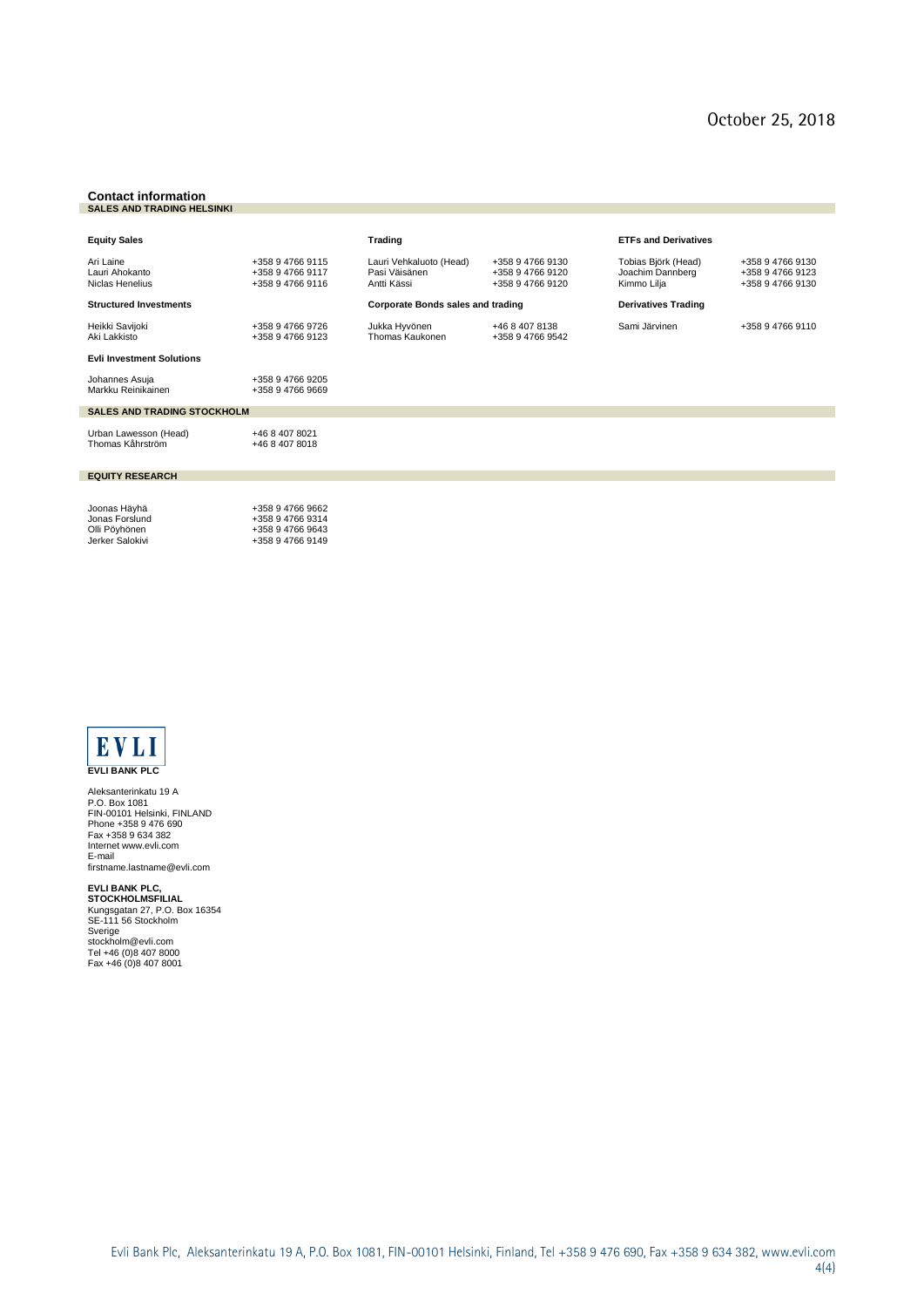October 25, 2018

## Contact information

### SALES AND TRADING HELSINKI

| | | | | | |
|---|---|---|---|---|---|
| **Equity Sales** | | **Trading** | | **ETFs and Derivatives** | |
| Ari Laine | +358 9 4766 9115 | Lauri Vehkaluoto (Head) | +358 9 4766 9130 | Tobias Björk (Head) | +358 9 4766 9130 |
| Lauri Ahokanto | +358 9 4766 9117 | Pasi Väisänen | +358 9 4766 9120 | Joachim Dannberg | +358 9 4766 9123 |
| Niclas Henelius | +358 9 4766 9116 | Antti Kässi | +358 9 4766 9120 | Kimmo Lilja | +358 9 4766 9130 |
| **Structured Investments** | | **Corporate Bonds sales and trading** | | **Derivatives Trading** | |
| Heikki Savijoki | +358 9 4766 9726 | Jukka Hyvönen | +46 8 407 8138 | Sami Järvinen | +358 9 4766 9110 |
| Aki Lakkisto | +358 9 4766 9123 | Thomas Kaukonen | +358 9 4766 9542 | | |
| **Evli Investment Solutions** | | | | | |
| Johannes Asuja | +358 9 4766 9205 | | | | |
| Markku Reinikainen | +358 9 4766 9669 | | | | |

### SALES AND TRADING STOCKHOLM

| | |
|---|---|
| Urban Lawesson (Head) | +46 8 407 8021 |
| Thomas Kåhrström | +46 8 407 8018 |

### EQUITY RESEARCH

| | |
|---|---|
| Joonas Häyhä | +358 9 4766 9662 |
| Jonas Forslund | +358 9 4766 9314 |
| Olli Pöyhönen | +358 9 4766 9643 |
| Jerker Salokivi | +358 9 4766 9149 |

EVLI

**EVLI BANK PLC**

Aleksanterinkatu 19 A
P.O. Box 1081
FIN-00101 Helsinki, FINLAND
Phone +358 9 476 690
Fax +358 9 634 382
Internet www.evli.com
E-mail
firstname.lastname@evli.com

**EVLI BANK PLC,**
**STOCKHOLMSFILIAL**
Kungsgatan 27, P.O. Box 16354
SE-111 56 Stockholm
Sverige
stockholm@evli.com
Tel +46 (0)8 407 8000
Fax +46 (0)8 407 8001